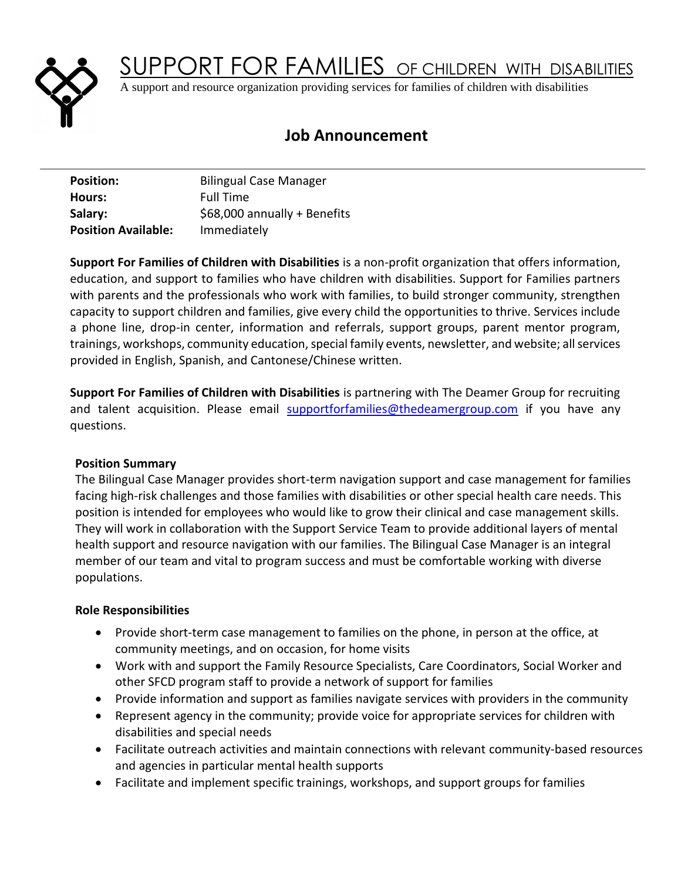# SUPPORT FOR FAMILIES OF CHILDREN WITH DISABILITIES

A support and resource organization providing services for families of children with disabilities

## Job Announcement

| | |
|---|---|
| **Position:** | Bilingual Case Manager |
| **Hours:** | Full Time |
| **Salary:** | $68,000 annually + Benefits |
| **Position Available:** | Immediately |

**Support For Families of Children with Disabilities** is a non-profit organization that offers information, education, and support to families who have children with disabilities. Support for Families partners with parents and the professionals who work with families, to build stronger community, strengthen capacity to support children and families, give every child the opportunities to thrive. Services include a phone line, drop-in center, information and referrals, support groups, parent mentor program, trainings, workshops, community education, special family events, newsletter, and website; all services provided in English, Spanish, and Cantonese/Chinese written.

**Support For Families of Children with Disabilities** is partnering with The Deamer Group for recruiting and talent acquisition. Please email supportforfamilies@thedeamergroup.com if you have any questions.

### Position Summary

The Bilingual Case Manager provides short-term navigation support and case management for families facing high-risk challenges and those families with disabilities or other special health care needs. This position is intended for employees who would like to grow their clinical and case management skills. They will work in collaboration with the Support Service Team to provide additional layers of mental health support and resource navigation with our families. The Bilingual Case Manager is an integral member of our team and vital to program success and must be comfortable working with diverse populations.

### Role Responsibilities

- Provide short-term case management to families on the phone, in person at the office, at community meetings, and on occasion, for home visits
- Work with and support the Family Resource Specialists, Care Coordinators, Social Worker and other SFCD program staff to provide a network of support for families
- Provide information and support as families navigate services with providers in the community
- Represent agency in the community; provide voice for appropriate services for children with disabilities and special needs
- Facilitate outreach activities and maintain connections with relevant community-based resources and agencies in particular mental health supports
- Facilitate and implement specific trainings, workshops, and support groups for families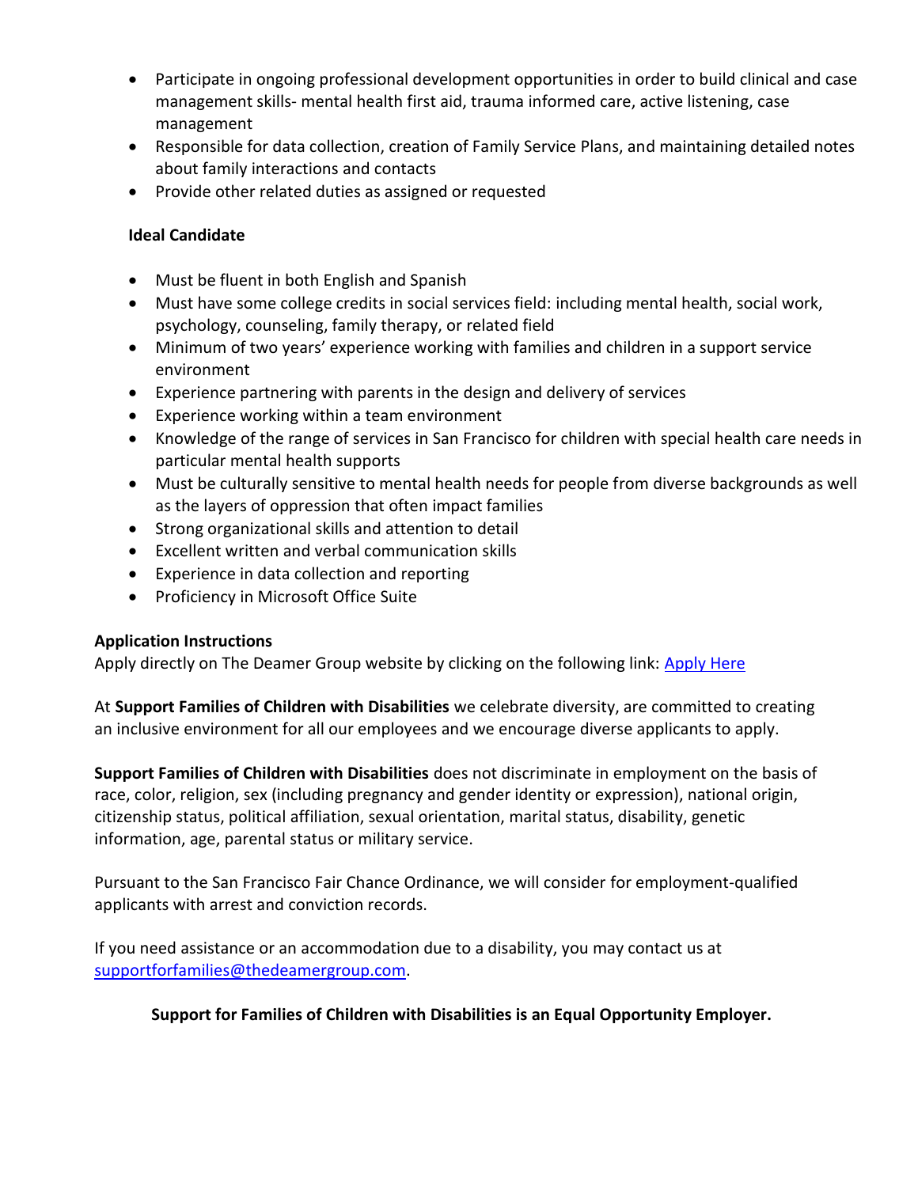- Participate in ongoing professional development opportunities in order to build clinical and case management skills- mental health first aid, trauma informed care, active listening, case management
- Responsible for data collection, creation of Family Service Plans, and maintaining detailed notes about family interactions and contacts
- Provide other related duties as assigned or requested

**Ideal Candidate**

- Must be fluent in both English and Spanish
- Must have some college credits in social services field: including mental health, social work, psychology, counseling, family therapy, or related field
- Minimum of two years' experience working with families and children in a support service environment
- Experience partnering with parents in the design and delivery of services
- Experience working within a team environment
- Knowledge of the range of services in San Francisco for children with special health care needs in particular mental health supports
- Must be culturally sensitive to mental health needs for people from diverse backgrounds as well as the layers of oppression that often impact families
- Strong organizational skills and attention to detail
- Excellent written and verbal communication skills
- Experience in data collection and reporting
- Proficiency in Microsoft Office Suite

**Application Instructions**

Apply directly on The Deamer Group website by clicking on the following link: Apply Here

At **Support Families of Children with Disabilities** we celebrate diversity, are committed to creating an inclusive environment for all our employees and we encourage diverse applicants to apply.

**Support Families of Children with Disabilities** does not discriminate in employment on the basis of race, color, religion, sex (including pregnancy and gender identity or expression), national origin, citizenship status, political affiliation, sexual orientation, marital status, disability, genetic information, age, parental status or military service.

Pursuant to the San Francisco Fair Chance Ordinance, we will consider for employment-qualified applicants with arrest and conviction records.

If you need assistance or an accommodation due to a disability, you may contact us at supportforfamilies@thedeamergroup.com.

**Support for Families of Children with Disabilities is an Equal Opportunity Employer.**